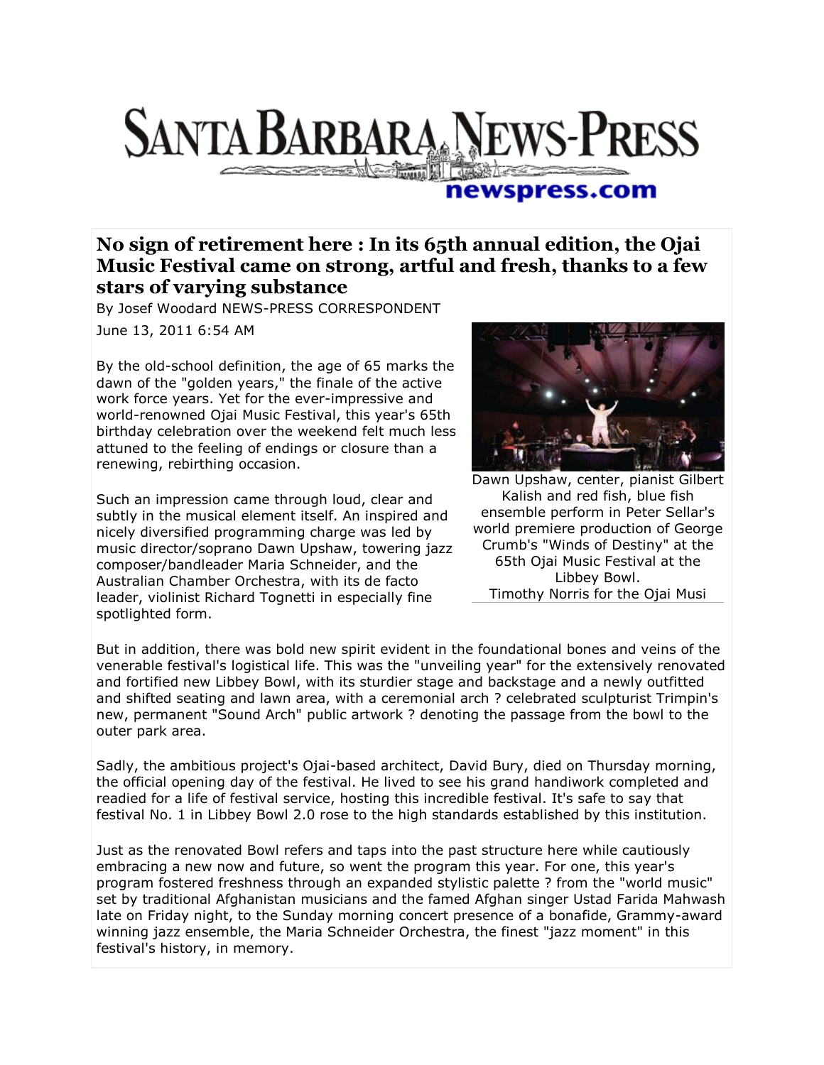# SANTA BARBARA NEWS-PRESS

newspress.com

## No sign of retirement here : In its 65th annual edition, the Ojai Music Festival came on strong, artful and fresh, thanks to a few stars of varying substance

By Josef Woodard NEWS-PRESS CORRESPONDENT

June 13, 2011 6:54 AM

By the old-school definition, the age of 65 marks the dawn of the "golden years," the finale of the active work force years. Yet for the ever-impressive and world-renowned Ojai Music Festival, this year's 65th birthday celebration over the weekend felt much less attuned to the feeling of endings or closure than a renewing, rebirthing occasion.

Dawn Upshaw, center, pianist Gilbert Kalish and red fish, blue fish ensemble perform in Peter Sellar's world premiere production of George Crumb's "Winds of Destiny" at the 65th Ojai Music Festival at the Libbey Bowl.
Timothy Norris for the Ojai Musi

Such an impression came through loud, clear and subtly in the musical element itself. An inspired and nicely diversified programming charge was led by music director/soprano Dawn Upshaw, towering jazz composer/bandleader Maria Schneider, and the Australian Chamber Orchestra, with its de facto leader, violinist Richard Tognetti in especially fine spotlighted form.

But in addition, there was bold new spirit evident in the foundational bones and veins of the venerable festival's logistical life. This was the "unveiling year" for the extensively renovated and fortified new Libbey Bowl, with its sturdier stage and backstage and a newly outfitted and shifted seating and lawn area, with a ceremonial arch ? celebrated sculpturist Trimpin's new, permanent "Sound Arch" public artwork ? denoting the passage from the bowl to the outer park area.

Sadly, the ambitious project's Ojai-based architect, David Bury, died on Thursday morning, the official opening day of the festival. He lived to see his grand handiwork completed and readied for a life of festival service, hosting this incredible festival. It's safe to say that festival No. 1 in Libbey Bowl 2.0 rose to the high standards established by this institution.

Just as the renovated Bowl refers and taps into the past structure here while cautiously embracing a new now and future, so went the program this year. For one, this year's program fostered freshness through an expanded stylistic palette ? from the "world music" set by traditional Afghanistan musicians and the famed Afghan singer Ustad Farida Mahwash late on Friday night, to the Sunday morning concert presence of a bonafide, Grammy-award winning jazz ensemble, the Maria Schneider Orchestra, the finest "jazz moment" in this festival's history, in memory.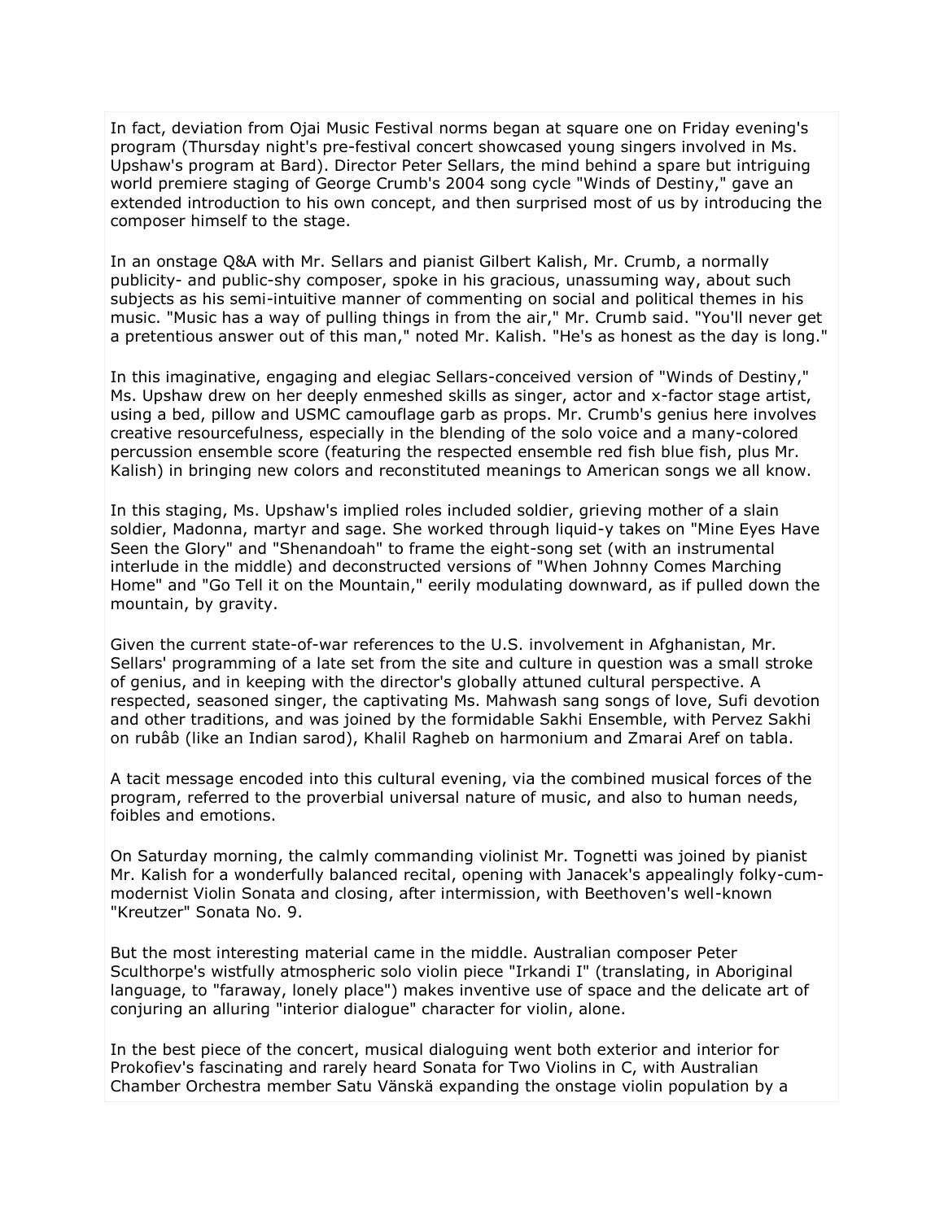In fact, deviation from Ojai Music Festival norms began at square one on Friday evening's program (Thursday night's pre-festival concert showcased young singers involved in Ms. Upshaw's program at Bard). Director Peter Sellars, the mind behind a spare but intriguing world premiere staging of George Crumb's 2004 song cycle "Winds of Destiny," gave an extended introduction to his own concept, and then surprised most of us by introducing the composer himself to the stage.

In an onstage Q&A with Mr. Sellars and pianist Gilbert Kalish, Mr. Crumb, a normally publicity- and public-shy composer, spoke in his gracious, unassuming way, about such subjects as his semi-intuitive manner of commenting on social and political themes in his music. "Music has a way of pulling things in from the air," Mr. Crumb said. "You'll never get a pretentious answer out of this man," noted Mr. Kalish. "He's as honest as the day is long."

In this imaginative, engaging and elegiac Sellars-conceived version of "Winds of Destiny," Ms. Upshaw drew on her deeply enmeshed skills as singer, actor and x-factor stage artist, using a bed, pillow and USMC camouflage garb as props. Mr. Crumb's genius here involves creative resourcefulness, especially in the blending of the solo voice and a many-colored percussion ensemble score (featuring the respected ensemble red fish blue fish, plus Mr. Kalish) in bringing new colors and reconstituted meanings to American songs we all know.

In this staging, Ms. Upshaw's implied roles included soldier, grieving mother of a slain soldier, Madonna, martyr and sage. She worked through liquid-y takes on "Mine Eyes Have Seen the Glory" and "Shenandoah" to frame the eight-song set (with an instrumental interlude in the middle) and deconstructed versions of "When Johnny Comes Marching Home" and "Go Tell it on the Mountain," eerily modulating downward, as if pulled down the mountain, by gravity.

Given the current state-of-war references to the U.S. involvement in Afghanistan, Mr. Sellars' programming of a late set from the site and culture in question was a small stroke of genius, and in keeping with the director's globally attuned cultural perspective. A respected, seasoned singer, the captivating Ms. Mahwash sang songs of love, Sufi devotion and other traditions, and was joined by the formidable Sakhi Ensemble, with Pervez Sakhi on rubâb (like an Indian sarod), Khalil Ragheb on harmonium and Zmarai Aref on tabla.

A tacit message encoded into this cultural evening, via the combined musical forces of the program, referred to the proverbial universal nature of music, and also to human needs, foibles and emotions.

On Saturday morning, the calmly commanding violinist Mr. Tognetti was joined by pianist Mr. Kalish for a wonderfully balanced recital, opening with Janacek's appealingly folky-cum-modernist Violin Sonata and closing, after intermission, with Beethoven's well-known "Kreutzer" Sonata No. 9.

But the most interesting material came in the middle. Australian composer Peter Sculthorpe's wistfully atmospheric solo violin piece "Irkandi I" (translating, in Aboriginal language, to "faraway, lonely place") makes inventive use of space and the delicate art of conjuring an alluring "interior dialogue" character for violin, alone.

In the best piece of the concert, musical dialoguing went both exterior and interior for Prokofiev's fascinating and rarely heard Sonata for Two Violins in C, with Australian Chamber Orchestra member Satu Vänskä expanding the onstage violin population by a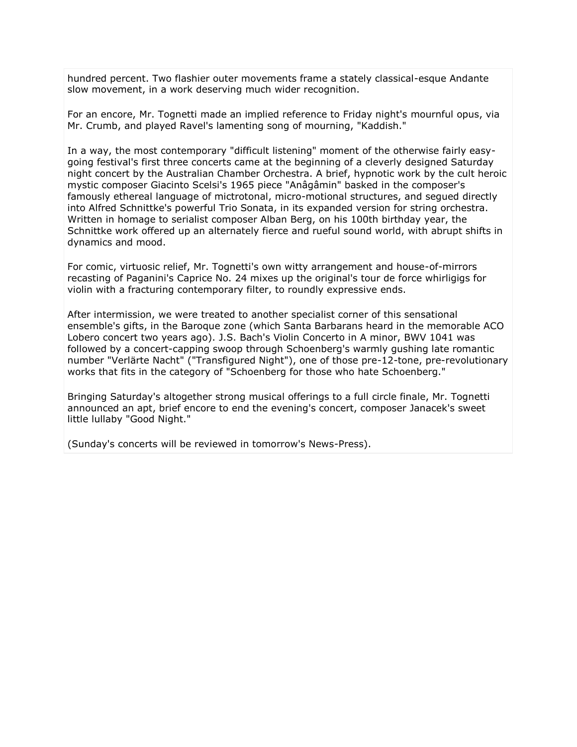hundred percent. Two flashier outer movements frame a stately classical-esque Andante slow movement, in a work deserving much wider recognition.

For an encore, Mr. Tognetti made an implied reference to Friday night's mournful opus, via Mr. Crumb, and played Ravel's lamenting song of mourning, "Kaddish."

In a way, the most contemporary "difficult listening" moment of the otherwise fairly easy-going festival's first three concerts came at the beginning of a cleverly designed Saturday night concert by the Australian Chamber Orchestra. A brief, hypnotic work by the cult heroic mystic composer Giacinto Scelsi's 1965 piece "Anâgâmin" basked in the composer's famously ethereal language of mictrotonal, micro-motional structures, and segued directly into Alfred Schnittke's powerful Trio Sonata, in its expanded version for string orchestra. Written in homage to serialist composer Alban Berg, on his 100th birthday year, the Schnittke work offered up an alternately fierce and rueful sound world, with abrupt shifts in dynamics and mood.

For comic, virtuosic relief, Mr. Tognetti's own witty arrangement and house-of-mirrors recasting of Paganini's Caprice No. 24 mixes up the original's tour de force whirligigs for violin with a fracturing contemporary filter, to roundly expressive ends.

After intermission, we were treated to another specialist corner of this sensational ensemble's gifts, in the Baroque zone (which Santa Barbarans heard in the memorable ACO Lobero concert two years ago). J.S. Bach's Violin Concerto in A minor, BWV 1041 was followed by a concert-capping swoop through Schoenberg's warmly gushing late romantic number "Verlärte Nacht" ("Transfigured Night"), one of those pre-12-tone, pre-revolutionary works that fits in the category of "Schoenberg for those who hate Schoenberg."

Bringing Saturday's altogether strong musical offerings to a full circle finale, Mr. Tognetti announced an apt, brief encore to end the evening's concert, composer Janacek's sweet little lullaby "Good Night."

(Sunday's concerts will be reviewed in tomorrow's News-Press).